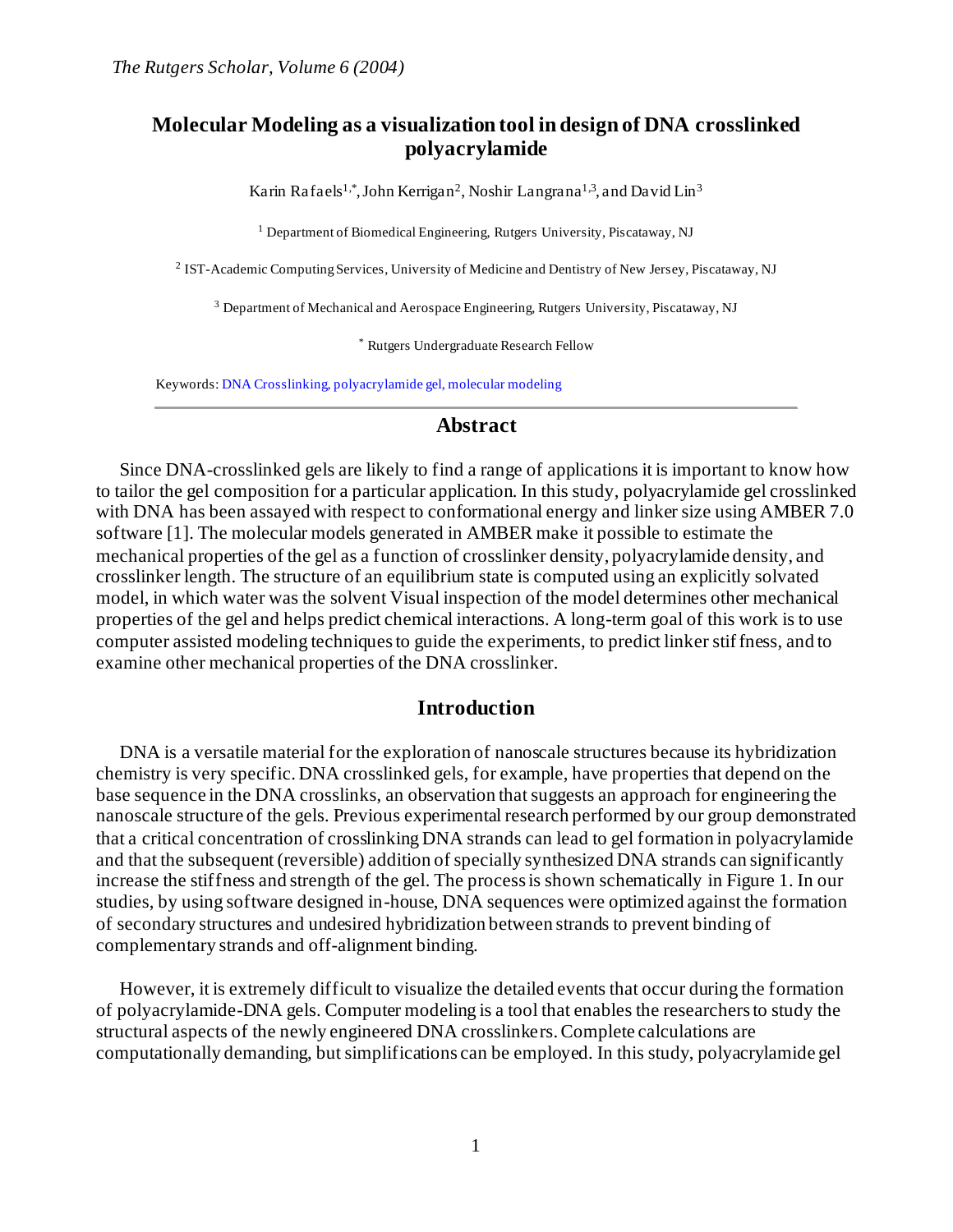*The Rutgers Scholar, Volume 6 (2004)*

# Molecular Modeling as a visualization tool in design of DNA crosslinked polyacrylamide

Karin Rafaels[1,*], John Kerrigan[2], Noshir Langrana[1,3], and David Lin[3]

[1] Department of Biomedical Engineering, Rutgers University, Piscataway, NJ

[2] IST-Academic Computing Services, University of Medicine and Dentistry of New Jersey, Piscataway, NJ

[3] Department of Mechanical and Aerospace Engineering, Rutgers University, Piscataway, NJ

[*] Rutgers Undergraduate Research Fellow

Keywords: DNA Crosslinking, polyacrylamide gel, molecular modeling

---

## Abstract

Since DNA-crosslinked gels are likely to find a range of applications it is important to know how to tailor the gel composition for a particular application. In this study, polyacrylamide gel crosslinked with DNA has been assayed with respect to conformational energy and linker size using AMBER 7.0 software [1]. The molecular models generated in AMBER make it possible to estimate the mechanical properties of the gel as a function of crosslinker density, polyacrylamide density, and crosslinker length. The structure of an equilibrium state is computed using an explicitly solvated model, in which water was the solvent Visual inspection of the model determines other mechanical properties of the gel and helps predict chemical interactions. A long-term goal of this work is to use computer assisted modeling techniques to guide the experiments, to predict linker stiffness, and to examine other mechanical properties of the DNA crosslinker.

## Introduction

DNA is a versatile material for the exploration of nanoscale structures because its hybridization chemistry is very specific. DNA crosslinked gels, for example, have properties that depend on the base sequence in the DNA crosslinks, an observation that suggests an approach for engineering the nanoscale structure of the gels. Previous experimental research performed by our group demonstrated that a critical concentration of crosslinking DNA strands can lead to gel formation in polyacrylamide and that the subsequent (reversible) addition of specially synthesized DNA strands can significantly increase the stiffness and strength of the gel. The process is shown schematically in Figure 1. In our studies, by using software designed in-house, DNA sequences were optimized against the formation of secondary structures and undesired hybridization between strands to prevent binding of complementary strands and off-alignment binding.

However, it is extremely difficult to visualize the detailed events that occur during the formation of polyacrylamide-DNA gels. Computer modeling is a tool that enables the researchers to study the structural aspects of the newly engineered DNA crosslinkers. Complete calculations are computationally demanding, but simplifications can be employed. In this study, polyacrylamide gel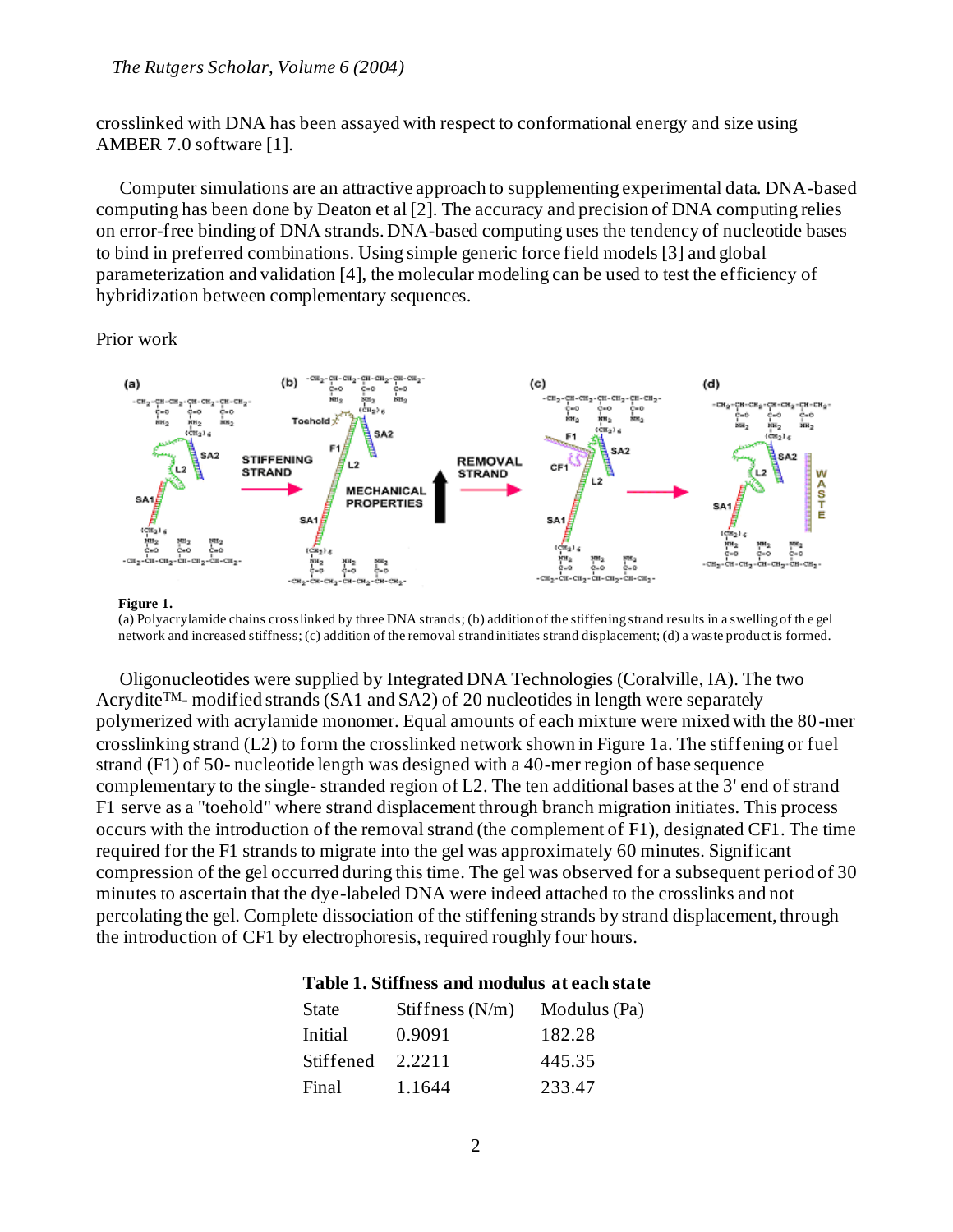crosslinked with DNA has been assayed with respect to conformational energy and size using AMBER 7.0 software [1].

Computer simulations are an attractive approach to supplementing experimental data. DNA-based computing has been done by Deaton et al [2]. The accuracy and precision of DNA computing relies on error-free binding of DNA strands. DNA-based computing uses the tendency of nucleotide bases to bind in preferred combinations. Using simple generic force field models [3] and global parameterization and validation [4], the molecular modeling can be used to test the efficiency of hybridization between complementary sequences.

Prior work

**Figure 1.**
(a) Polyacrylamide chains crosslinked by three DNA strands; (b) addition of the stiffening strand results in a swelling of the gel network and increased stiffness; (c) addition of the removal strand initiates strand displacement; (d) a waste product is formed.

Oligonucleotides were supplied by Integrated DNA Technologies (Coralville, IA). The two Acrydite™- modified strands (SA1 and SA2) of 20 nucleotides in length were separately polymerized with acrylamide monomer. Equal amounts of each mixture were mixed with the 80-mer crosslinking strand (L2) to form the crosslinked network shown in Figure 1a. The stiffening or fuel strand (F1) of 50- nucleotide length was designed with a 40-mer region of base sequence complementary to the single- stranded region of L2. The ten additional bases at the 3' end of strand F1 serve as a "toehold" where strand displacement through branch migration initiates. This process occurs with the introduction of the removal strand (the complement of F1), designated CF1. The time required for the F1 strands to migrate into the gel was approximately 60 minutes. Significant compression of the gel occurred during this time. The gel was observed for a subsequent period of 30 minutes to ascertain that the dye-labeled DNA were indeed attached to the crosslinks and not percolating the gel. Complete dissociation of the stiffening strands by strand displacement, through the introduction of CF1 by electrophoresis, required roughly four hours.

**Table 1. Stiffness and modulus at each state**

| State | Stiffness (N/m) | Modulus (Pa) |
|---|---|---|
| Initial | 0.9091 | 182.28 |
| Stiffened | 2.2211 | 445.35 |
| Final | 1.1644 | 233.47 |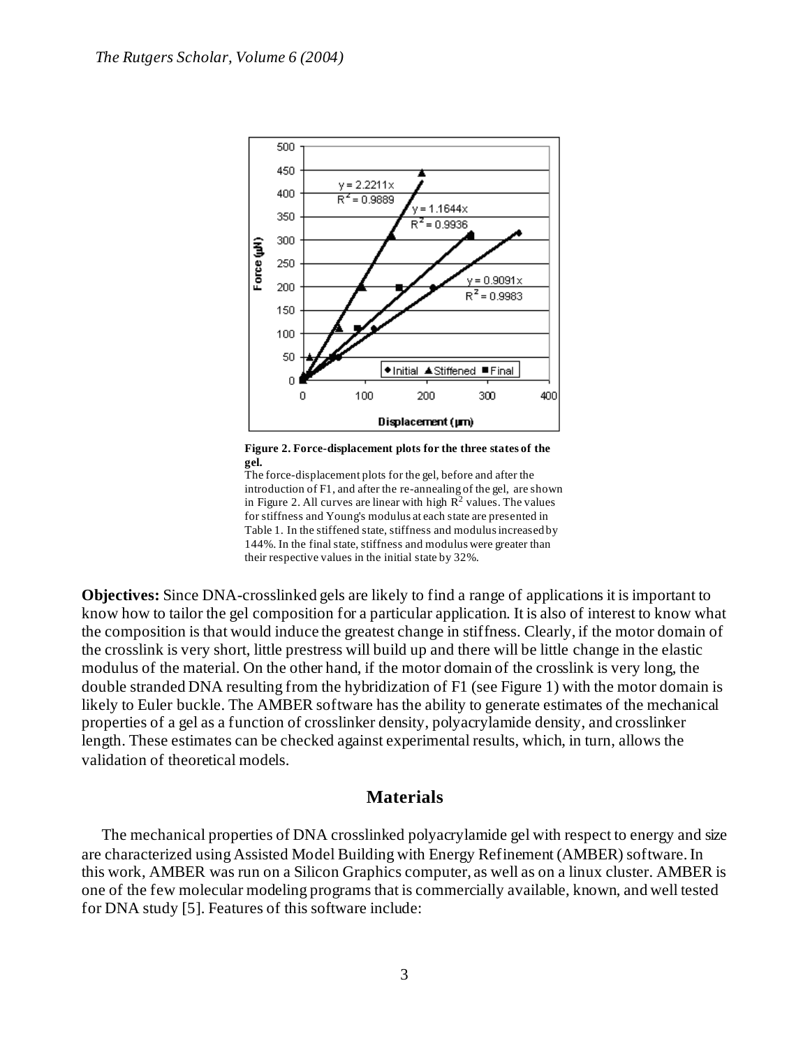**Figure 2. Force-displacement plots for the three states of the gel.**

The force-displacement plots for the gel, before and after the introduction of F1, and after the re-annealing of the gel, are shown in Figure 2. All curves are linear with high $R^2$ values. The values for stiffness and Young's modulus at each state are presented in Table 1. In the stiffened state, stiffness and modulus increased by 144%. In the final state, stiffness and modulus were greater than their respective values in the initial state by 32%.

**Objectives:** Since DNA-crosslinked gels are likely to find a range of applications it is important to know how to tailor the gel composition for a particular application. It is also of interest to know what the composition is that would induce the greatest change in stiffness. Clearly, if the motor domain of the crosslink is very short, little prestress will build up and there will be little change in the elastic modulus of the material. On the other hand, if the motor domain of the crosslink is very long, the double stranded DNA resulting from the hybridization of F1 (see Figure 1) with the motor domain is likely to Euler buckle. The AMBER software has the ability to generate estimates of the mechanical properties of a gel as a function of crosslinker density, polyacrylamide density, and crosslinker length. These estimates can be checked against experimental results, which, in turn, allows the validation of theoretical models.

## Materials

The mechanical properties of DNA crosslinked polyacrylamide gel with respect to energy and size are characterized using Assisted Model Building with Energy Refinement (AMBER) software. In this work, AMBER was run on a Silicon Graphics computer, as well as on a linux cluster. AMBER is one of the few molecular modeling programs that is commercially available, known, and well tested for DNA study [5]. Features of this software include: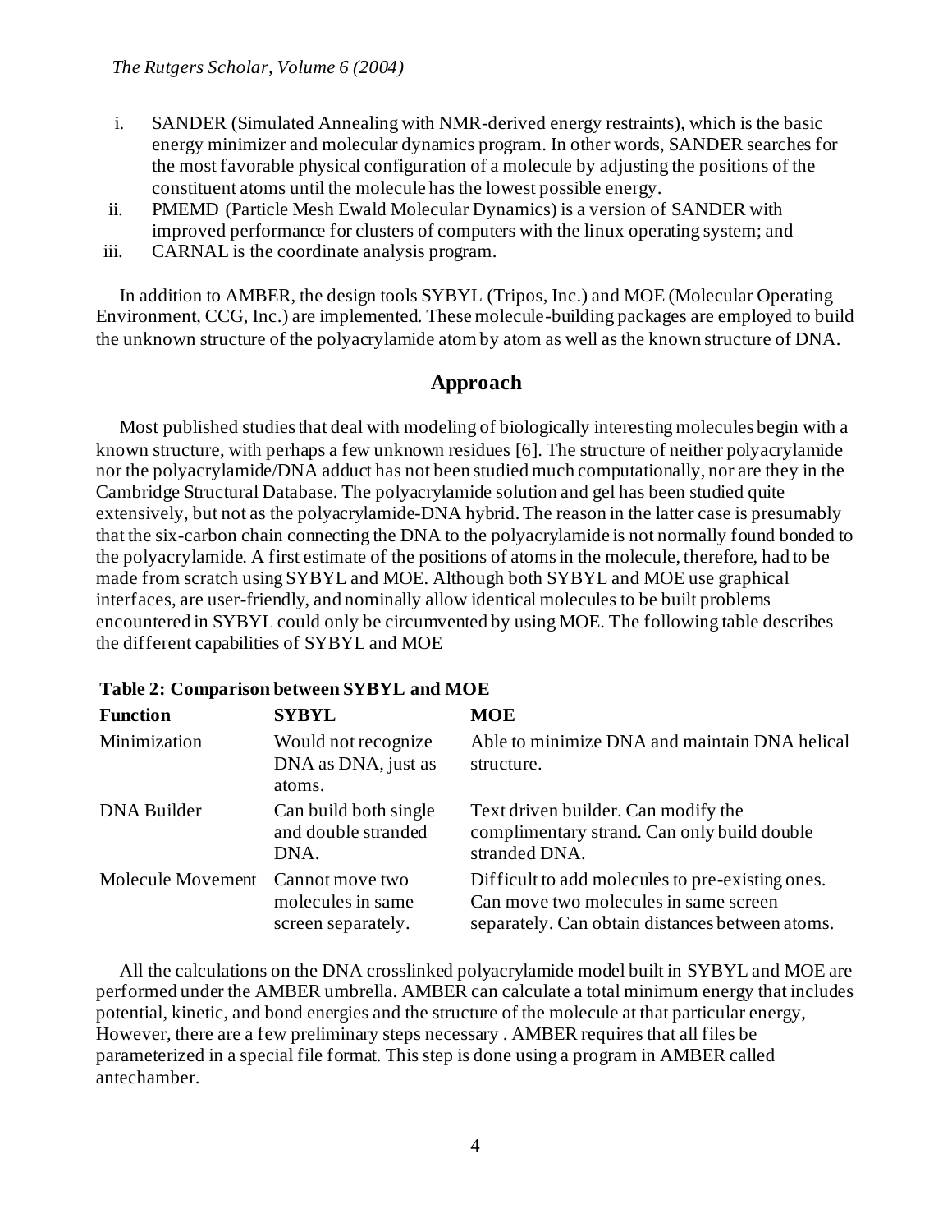i. SANDER (Simulated Annealing with NMR-derived energy restraints), which is the basic energy minimizer and molecular dynamics program. In other words, SANDER searches for the most favorable physical configuration of a molecule by adjusting the positions of the constituent atoms until the molecule has the lowest possible energy.
ii. PMEMD (Particle Mesh Ewald Molecular Dynamics) is a version of SANDER with improved performance for clusters of computers with the linux operating system; and
iii. CARNAL is the coordinate analysis program.

In addition to AMBER, the design tools SYBYL (Tripos, Inc.) and MOE (Molecular Operating Environment, CCG, Inc.) are implemented. These molecule-building packages are employed to build the unknown structure of the polyacrylamide atom by atom as well as the known structure of DNA.

## Approach

Most published studies that deal with modeling of biologically interesting molecules begin with a known structure, with perhaps a few unknown residues [6]. The structure of neither polyacrylamide nor the polyacrylamide/DNA adduct has not been studied much computationally, nor are they in the Cambridge Structural Database. The polyacrylamide solution and gel has been studied quite extensively, but not as the polyacrylamide-DNA hybrid. The reason in the latter case is presumably that the six-carbon chain connecting the DNA to the polyacrylamide is not normally found bonded to the polyacrylamide. A first estimate of the positions of atoms in the molecule, therefore, had to be made from scratch using SYBYL and MOE. Although both SYBYL and MOE use graphical interfaces, are user-friendly, and nominally allow identical molecules to be built problems encountered in SYBYL could only be circumvented by using MOE. The following table describes the different capabilities of SYBYL and MOE

**Table 2: Comparison between SYBYL and MOE**

| Function | SYBYL | MOE |
| --- | --- | --- |
| Minimization | Would not recognize DNA as DNA, just as atoms. | Able to minimize DNA and maintain DNA helical structure. |
| DNA Builder | Can build both single and double stranded DNA. | Text driven builder. Can modify the complimentary strand. Can only build double stranded DNA. |
| Molecule Movement | Cannot move two molecules in same screen separately. | Difficult to add molecules to pre-existing ones. Can move two molecules in same screen separately. Can obtain distances between atoms. |

All the calculations on the DNA crosslinked polyacrylamide model built in SYBYL and MOE are performed under the AMBER umbrella. AMBER can calculate a total minimum energy that includes potential, kinetic, and bond energies and the structure of the molecule at that particular energy, However, there are a few preliminary steps necessary . AMBER requires that all files be parameterized in a special file format. This step is done using a program in AMBER called antechamber.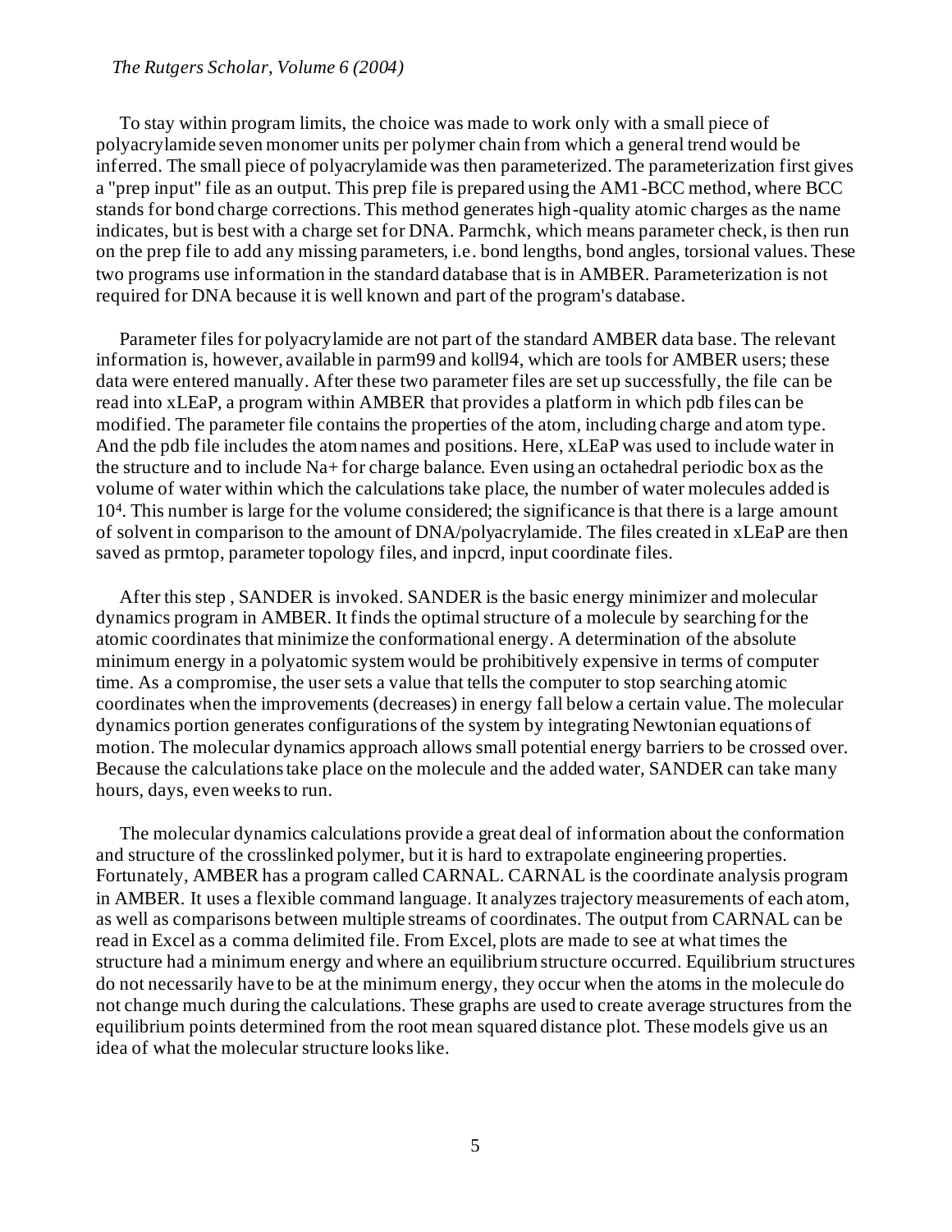To stay within program limits, the choice was made to work only with a small piece of polyacrylamide seven monomer units per polymer chain from which a general trend would be inferred. The small piece of polyacrylamide was then parameterized. The parameterization first gives a "prep input" file as an output. This prep file is prepared using the AM1-BCC method, where BCC stands for bond charge corrections. This method generates high-quality atomic charges as the name indicates, but is best with a charge set for DNA. Parmchk, which means parameter check, is then run on the prep file to add any missing parameters, i.e. bond lengths, bond angles, torsional values. These two programs use information in the standard database that is in AMBER. Parameterization is not required for DNA because it is well known and part of the program's database.

Parameter files for polyacrylamide are not part of the standard AMBER data base. The relevant information is, however, available in parm99 and koll94, which are tools for AMBER users; these data were entered manually. After these two parameter files are set up successfully, the file can be read into xLEaP, a program within AMBER that provides a platform in which pdb files can be modified. The parameter file contains the properties of the atom, including charge and atom type. And the pdb file includes the atom names and positions. Here, xLEaP was used to include water in the structure and to include $Na^+$ for charge balance. Even using an octahedral periodic box as the volume of water within which the calculations take place, the number of water molecules added is $10^4$. This number is large for the volume considered; the significance is that there is a large amount of solvent in comparison to the amount of DNA/polyacrylamide. The files created in xLEaP are then saved as prmtop, parameter topology files, and inpcrd, input coordinate files.

After this step , SANDER is invoked. SANDER is the basic energy minimizer and molecular dynamics program in AMBER. It finds the optimal structure of a molecule by searching for the atomic coordinates that minimize the conformational energy. A determination of the absolute minimum energy in a polyatomic system would be prohibitively expensive in terms of computer time. As a compromise, the user sets a value that tells the computer to stop searching atomic coordinates when the improvements (decreases) in energy fall below a certain value. The molecular dynamics portion generates configurations of the system by integrating Newtonian equations of motion. The molecular dynamics approach allows small potential energy barriers to be crossed over. Because the calculations take place on the molecule and the added water, SANDER can take many hours, days, even weeks to run.

The molecular dynamics calculations provide a great deal of information about the conformation and structure of the crosslinked polymer, but it is hard to extrapolate engineering properties. Fortunately, AMBER has a program called CARNAL. CARNAL is the coordinate analysis program in AMBER. It uses a flexible command language. It analyzes trajectory measurements of each atom, as well as comparisons between multiple streams of coordinates. The output from CARNAL can be read in Excel as a comma delimited file. From Excel, plots are made to see at what times the structure had a minimum energy and where an equilibrium structure occurred. Equilibrium structures do not necessarily have to be at the minimum energy, they occur when the atoms in the molecule do not change much during the calculations. These graphs are used to create average structures from the equilibrium points determined from the root mean squared distance plot. These models give us an idea of what the molecular structure looks like.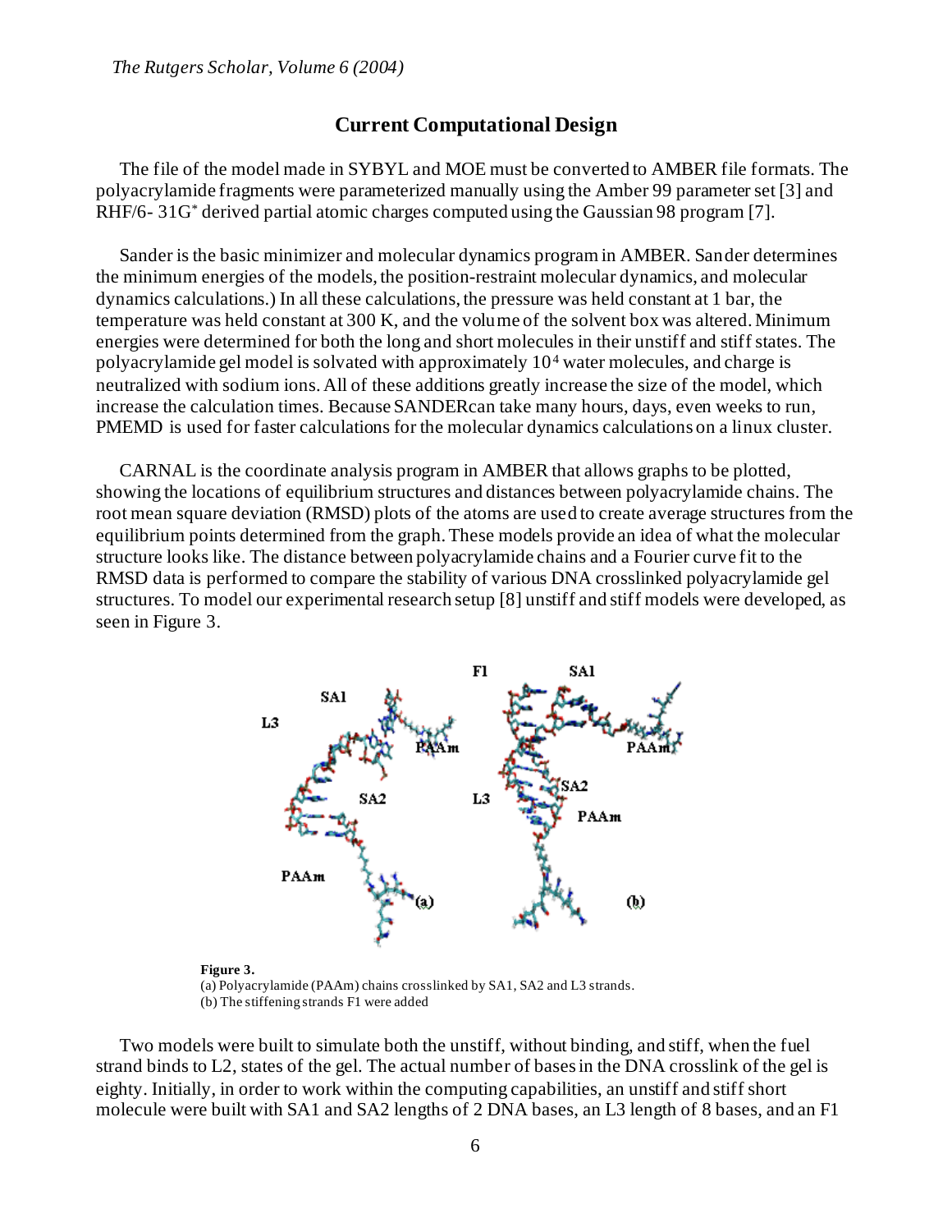## Current Computational Design

The file of the model made in SYBYL and MOE must be converted to AMBER file formats. The polyacrylamide fragments were parameterized manually using the Amber 99 parameter set [3] and RHF/6- 31G* derived partial atomic charges computed using the Gaussian 98 program [7].

Sander is the basic minimizer and molecular dynamics program in AMBER. Sander determines the minimum energies of the models, the position-restraint molecular dynamics, and molecular dynamics calculations.) In all these calculations, the pressure was held constant at 1 bar, the temperature was held constant at 300 K, and the volume of the solvent box was altered. Minimum energies were determined for both the long and short molecules in their unstiff and stiff states. The polyacrylamide gel model is solvated with approximately $10^4$ water molecules, and charge is neutralized with sodium ions. All of these additions greatly increase the size of the model, which increase the calculation times. Because SANDERcan take many hours, days, even weeks to run, PMEMD is used for faster calculations for the molecular dynamics calculations on a linux cluster.

CARNAL is the coordinate analysis program in AMBER that allows graphs to be plotted, showing the locations of equilibrium structures and distances between polyacrylamide chains. The root mean square deviation (RMSD) plots of the atoms are used to create average structures from the equilibrium points determined from the graph. These models provide an idea of what the molecular structure looks like. The distance between polyacrylamide chains and a Fourier curve fit to the RMSD data is performed to compare the stability of various DNA crosslinked polyacrylamide gel structures. To model our experimental research setup [8] unstiff and stiff models were developed, as seen in Figure 3.

**Figure 3.**
(a) Polyacrylamide (PAAm) chains crosslinked by SA1, SA2 and L3 strands.
(b) The stiffening strands F1 were added

Two models were built to simulate both the unstiff, without binding, and stiff, when the fuel strand binds to L2, states of the gel. The actual number of bases in the DNA crosslink of the gel is eighty. Initially, in order to work within the computing capabilities, an unstiff and stiff short molecule were built with SA1 and SA2 lengths of 2 DNA bases, an L3 length of 8 bases, and an F1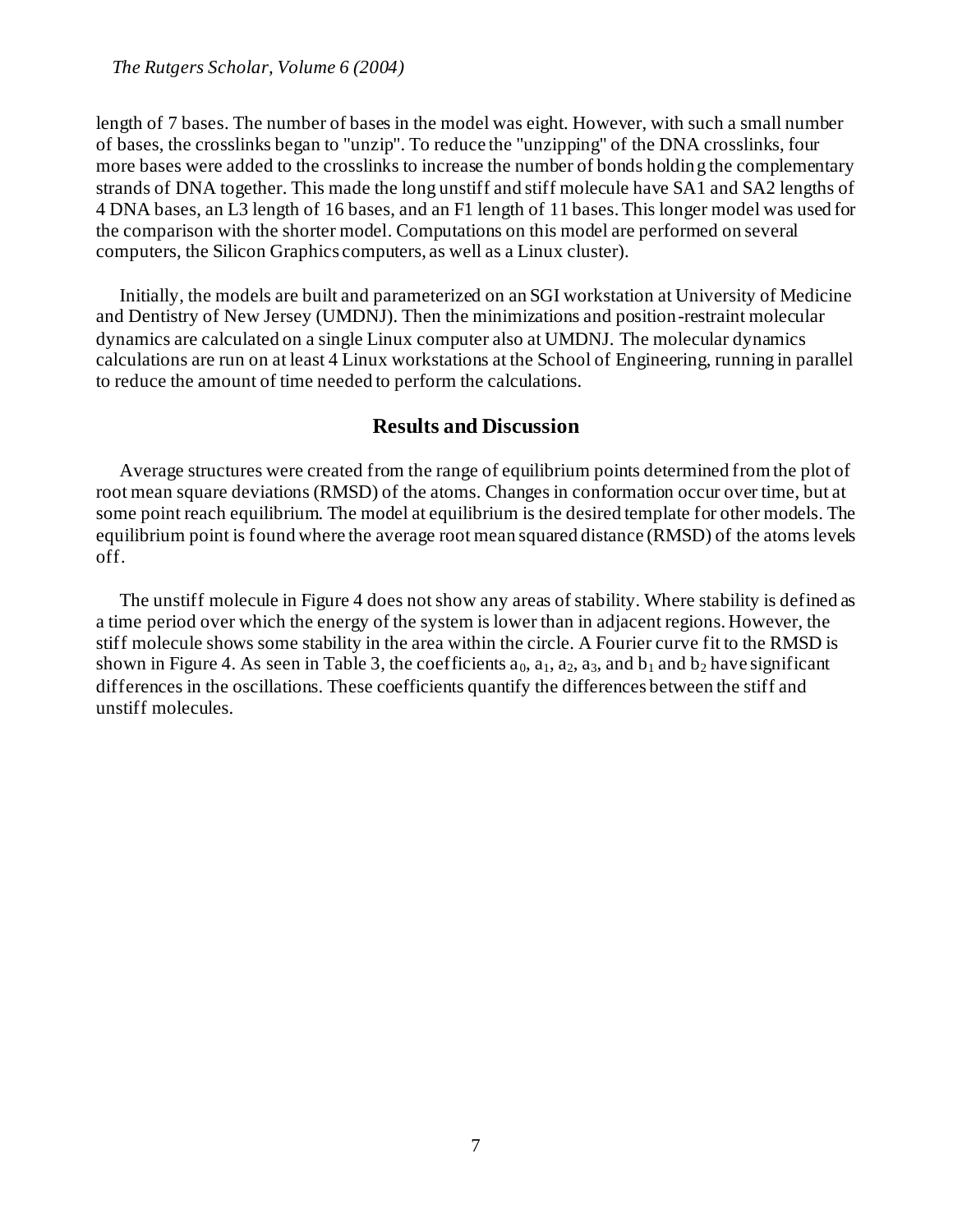length of 7 bases. The number of bases in the model was eight. However, with such a small number of bases, the crosslinks began to "unzip". To reduce the "unzipping" of the DNA crosslinks, four more bases were added to the crosslinks to increase the number of bonds holding the complementary strands of DNA together. This made the long unstiff and stiff molecule have SA1 and SA2 lengths of 4 DNA bases, an L3 length of 16 bases, and an F1 length of 11 bases. This longer model was used for the comparison with the shorter model. Computations on this model are performed on several computers, the Silicon Graphics computers, as well as a Linux cluster).

Initially, the models are built and parameterized on an SGI workstation at University of Medicine and Dentistry of New Jersey (UMDNJ). Then the minimizations and position-restraint molecular dynamics are calculated on a single Linux computer also at UMDNJ. The molecular dynamics calculations are run on at least 4 Linux workstations at the School of Engineering, running in parallel to reduce the amount of time needed to perform the calculations.

## Results and Discussion

Average structures were created from the range of equilibrium points determined from the plot of root mean square deviations (RMSD) of the atoms. Changes in conformation occur over time, but at some point reach equilibrium. The model at equilibrium is the desired template for other models. The equilibrium point is found where the average root mean squared distance (RMSD) of the atoms levels off.

The unstiff molecule in Figure 4 does not show any areas of stability. Where stability is defined as a time period over which the energy of the system is lower than in adjacent regions. However, the stiff molecule shows some stability in the area within the circle. A Fourier curve fit to the RMSD is shown in Figure 4. As seen in Table 3, the coefficients $a_0$, $a_1$, $a_2$, $a_3$, and $b_1$ and $b_2$ have significant differences in the oscillations. These coefficients quantify the differences between the stiff and unstiff molecules.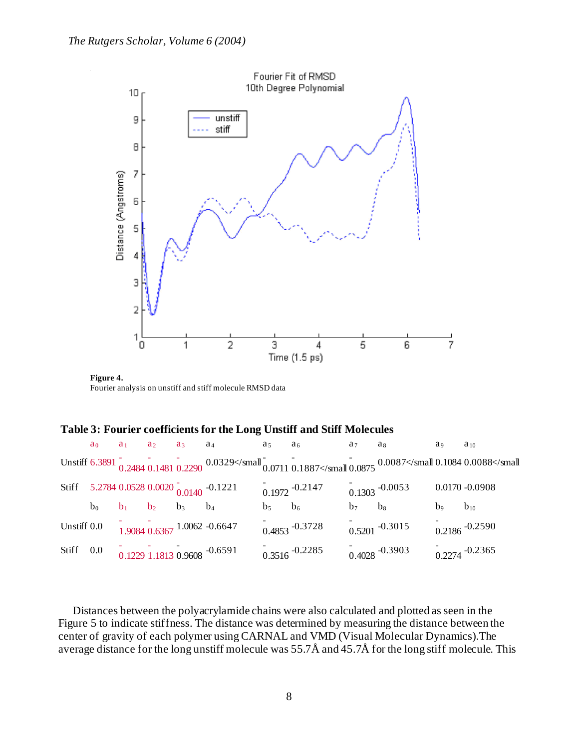Figure 4.
Fourier analysis on unstiff and stiff molecule RMSD data

**Table 3: Fourier coefficients for the Long Unstiff and Stiff Molecules**

| | $a_0$ | $a_1$ | $a_2$ | $a_3$ | $a_4$ | $a_5$ | $a_6$ | $a_7$ | $a_8$ | $a_9$ | $a_{10}$ |
|---|---|---|---|---|---|---|---|---|---|---|---|
| Unstiff | 6.3891 | -0.2484 | -0.1481 | -0.2290 | 0.0329</small | -0.0711 | -0.1887</small | -0.0875 | 0.0087</small | 0.1084 | 0.0088</small |
| Stiff | 5.2784 | 0.0528 | 0.0020 | -0.0140 | -0.1221 | -0.1972 | -0.2147 | -0.1303 | -0.0053 | 0.0170 | -0.0908 |
| | $b_0$ | $b_1$ | $b_2$ | $b_3$ | $b_4$ | $b_5$ | $b_6$ | $b_7$ | $b_8$ | $b_9$ | $b_{10}$ |
| Unstiff | 0.0 | -1.9084 | -0.6367 | 1.0062 | -0.6647 | -0.4853 | -0.3728 | -0.5201 | -0.3015 | -0.2186 | -0.2590 |
| Stiff | 0.0 | -0.1229 | -1.1813 | 0.9608 | -0.6591 | -0.3516 | -0.2285 | -0.4028 | -0.3903 | -0.2274 | -0.2365 |

Distances between the polyacrylamide chains were also calculated and plotted as seen in the Figure 5 to indicate stiffness. The distance was determined by measuring the distance between the center of gravity of each polymer using CARNAL and VMD (Visual Molecular Dynamics). The average distance for the long unstiff molecule was 55.7Å and 45.7Å for the long stiff molecule. This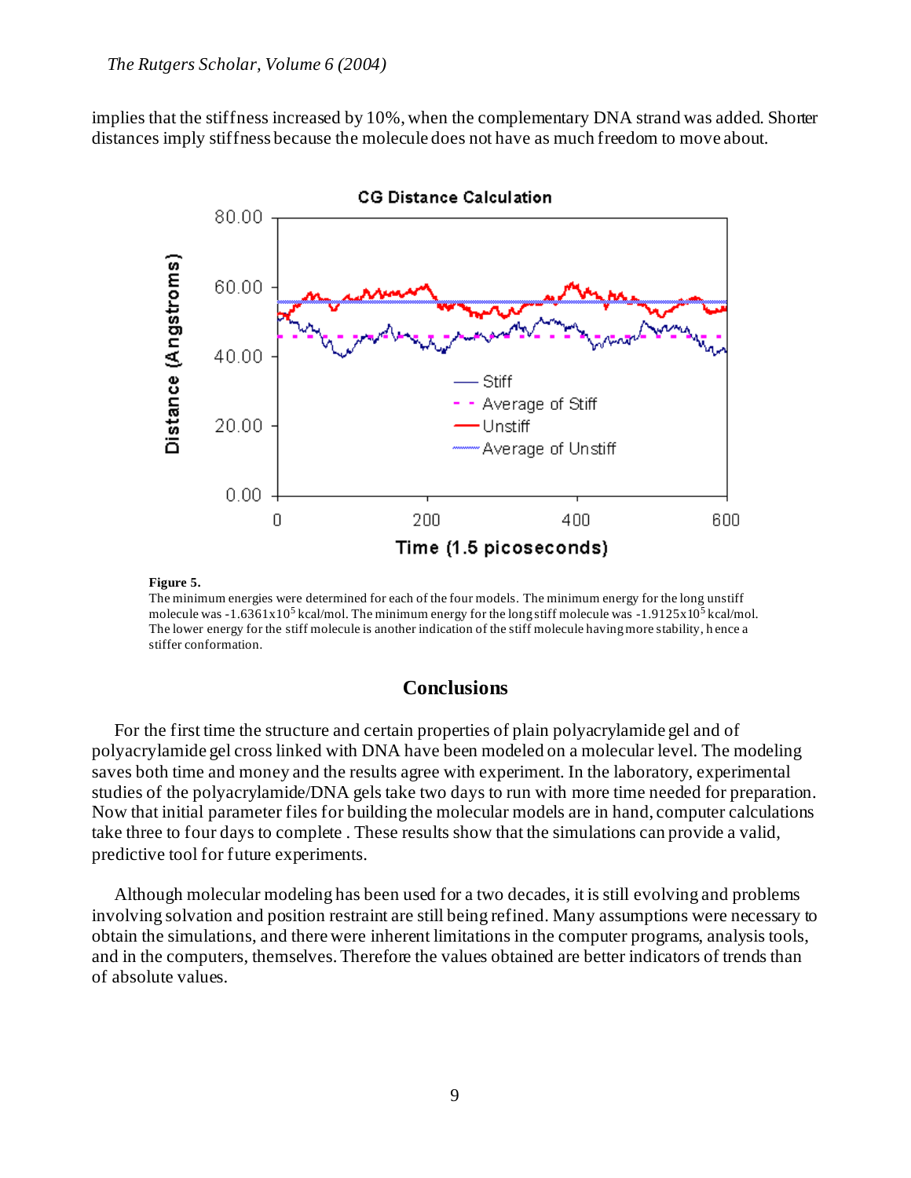implies that the stiffness increased by 10%, when the complementary DNA strand was added. Shorter distances imply stiffness because the molecule does not have as much freedom to move about.

**Figure 5.**
The minimum energies were determined for each of the four models. The minimum energy for the long unstiff molecule was $-1.6361 \times 10^5$ kcal/mol. The minimum energy for the long stiff molecule was $-1.9125 \times 10^5$ kcal/mol. The lower energy for the stiff molecule is another indication of the stiff molecule having more stability, hence a stiffer conformation.

## Conclusions

For the first time the structure and certain properties of plain polyacrylamide gel and of polyacrylamide gel cross linked with DNA have been modeled on a molecular level. The modeling saves both time and money and the results agree with experiment. In the laboratory, experimental studies of the polyacrylamide/DNA gels take two days to run with more time needed for preparation. Now that initial parameter files for building the molecular models are in hand, computer calculations take three to four days to complete . These results show that the simulations can provide a valid, predictive tool for future experiments.

Although molecular modeling has been used for a two decades, it is still evolving and problems involving solvation and position restraint are still being refined. Many assumptions were necessary to obtain the simulations, and there were inherent limitations in the computer programs, analysis tools, and in the computers, themselves. Therefore the values obtained are better indicators of trends than of absolute values.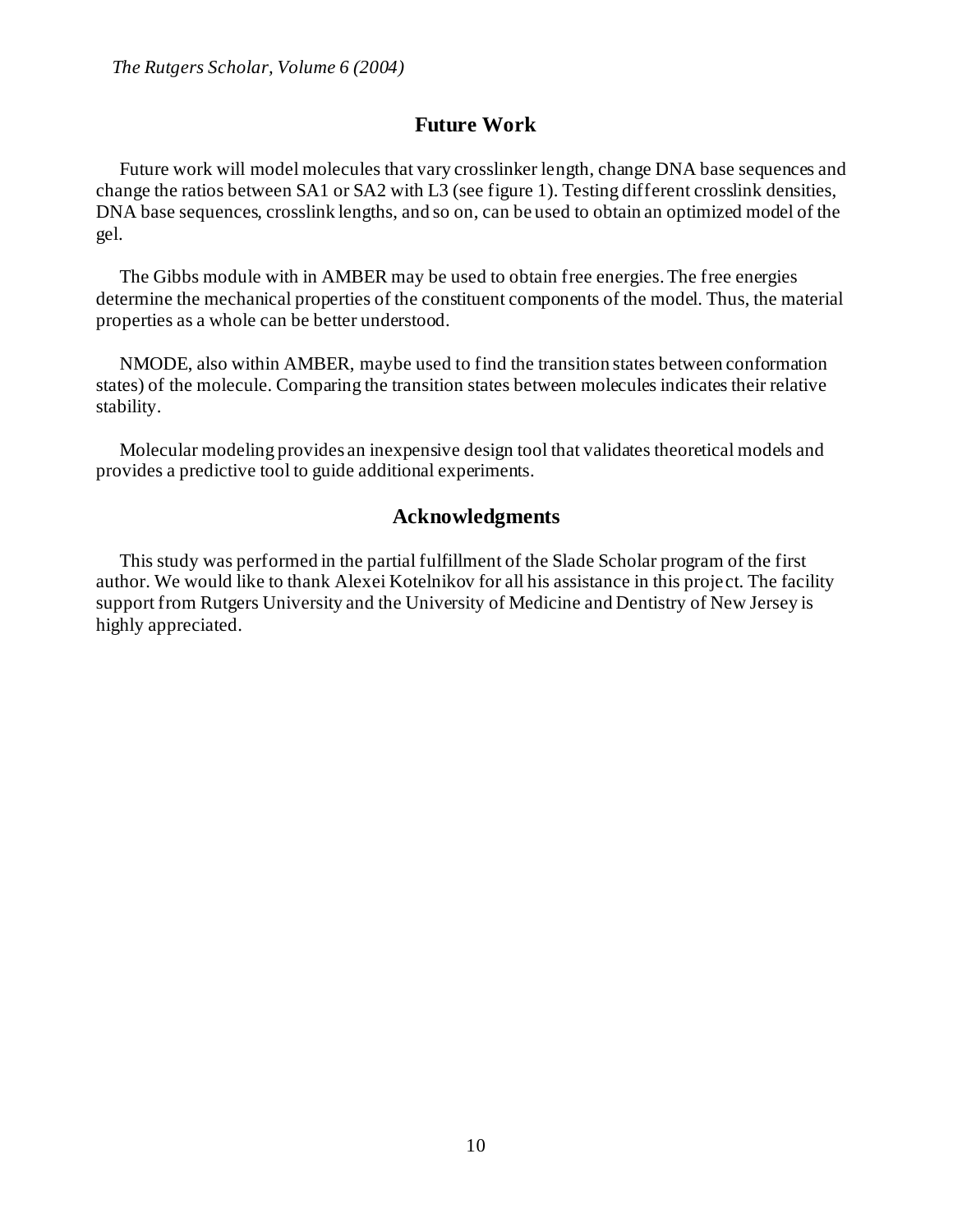## Future Work

Future work will model molecules that vary crosslinker length, change DNA base sequences and change the ratios between SA1 or SA2 with L3 (see figure 1). Testing different crosslink densities, DNA base sequences, crosslink lengths, and so on, can be used to obtain an optimized model of the gel.

The Gibbs module with in AMBER may be used to obtain free energies. The free energies determine the mechanical properties of the constituent components of the model. Thus, the material properties as a whole can be better understood.

NMODE, also within AMBER, maybe used to find the transition states between conformation states) of the molecule. Comparing the transition states between molecules indicates their relative stability.

Molecular modeling provides an inexpensive design tool that validates theoretical models and provides a predictive tool to guide additional experiments.

## Acknowledgments

This study was performed in the partial fulfillment of the Slade Scholar program of the first author. We would like to thank Alexei Kotelnikov for all his assistance in this project. The facility support from Rutgers University and the University of Medicine and Dentistry of New Jersey is highly appreciated.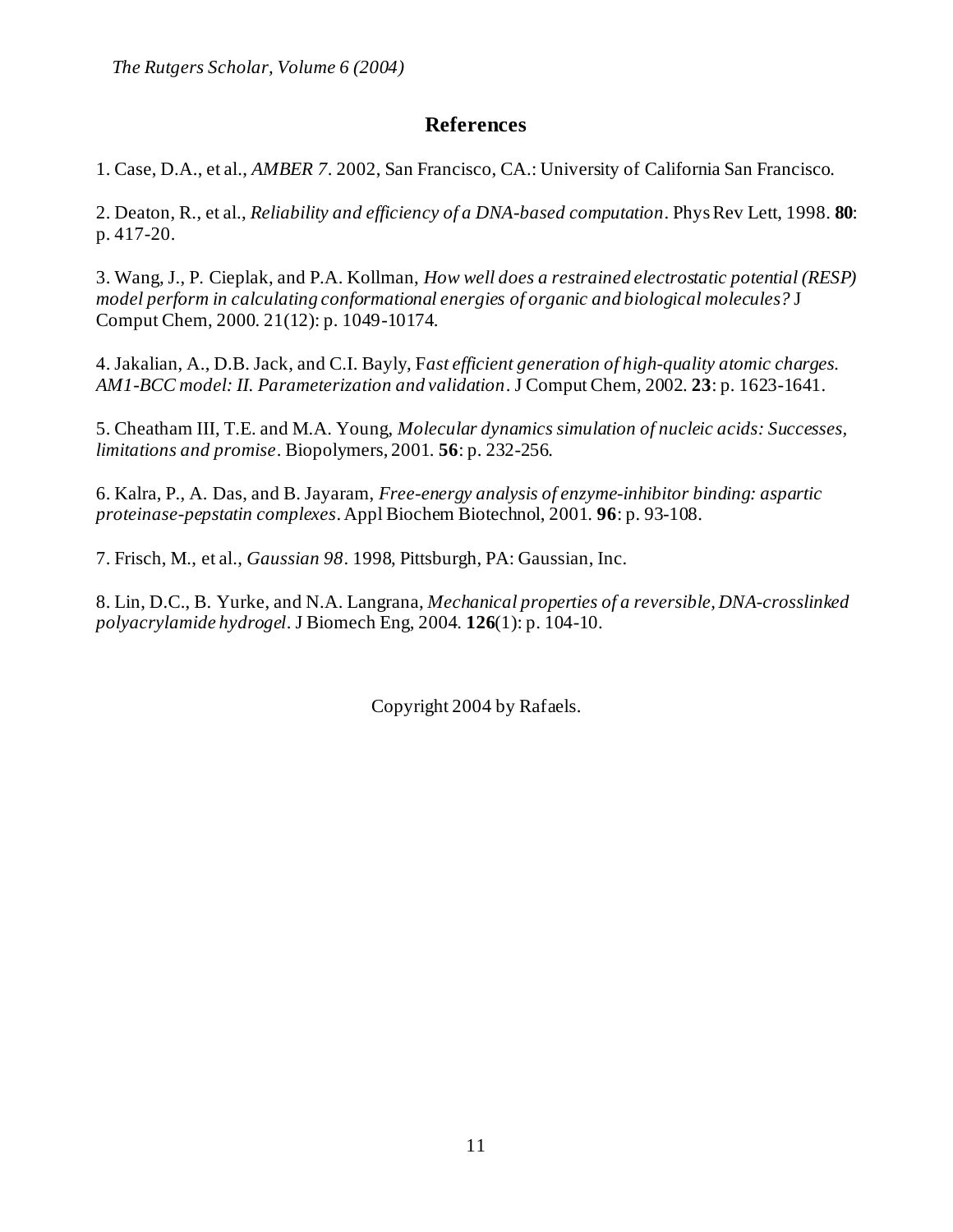## References

1. Case, D.A., et al., *AMBER 7*. 2002, San Francisco, CA.: University of California San Francisco.

2. Deaton, R., et al., *Reliability and efficiency of a DNA-based computation*. Phys Rev Lett, 1998. **80**: p. 417-20.

3. Wang, J., P. Cieplak, and P.A. Kollman, *How well does a restrained electrostatic potential (RESP) model perform in calculating conformational energies of organic and biological molecules?* J Comput Chem, 2000. 21(12): p. 1049-10174.

4. Jakalian, A., D.B. Jack, and C.I. Bayly, F*ast efficient generation of high-quality atomic charges. AM1-BCC model: II. Parameterization and validation*. J Comput Chem, 2002. **23**: p. 1623-1641.

5. Cheatham III, T.E. and M.A. Young, *Molecular dynamics simulation of nucleic acids: Successes, limitations and promise*. Biopolymers, 2001. **56**: p. 232-256.

6. Kalra, P., A. Das, and B. Jayaram, *Free-energy analysis of enzyme-inhibitor binding: aspartic proteinase-pepstatin complexes*. Appl Biochem Biotechnol, 2001. **96**: p. 93-108.

7. Frisch, M., et al., *Gaussian 98*. 1998, Pittsburgh, PA: Gaussian, Inc.

8. Lin, D.C., B. Yurke, and N.A. Langrana, *Mechanical properties of a reversible, DNA-crosslinked polyacrylamide hydrogel*. J Biomech Eng, 2004. **126**(1): p. 104-10.

Copyright 2004 by Rafaels.